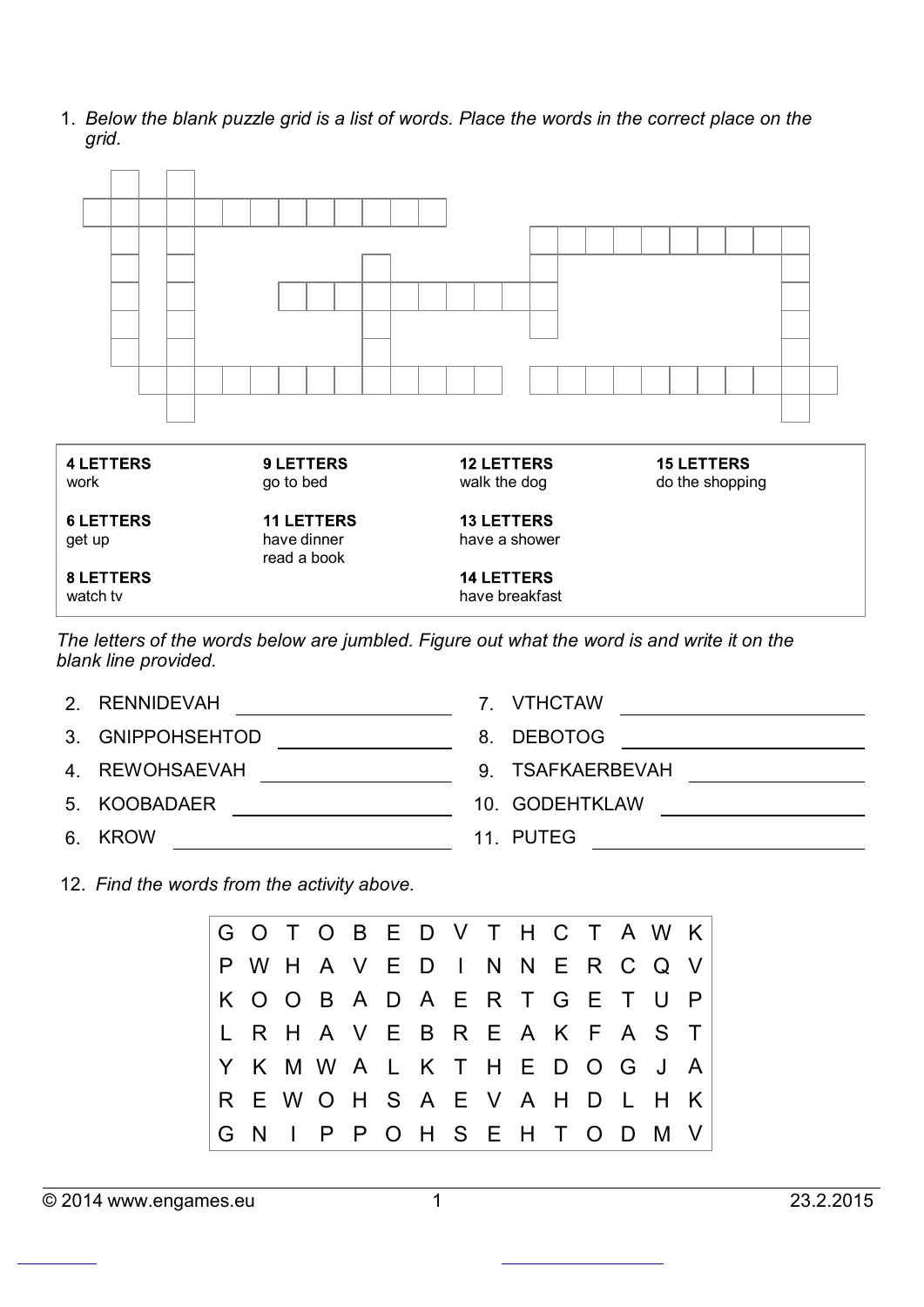1. *Below the blank puzzle grid is a list of words. Place the words in the correct place on the grid.*

| 4 LETTERS | 9 LETTERS | 12 LETTERS | 15 LETTERS |
|---|---|---|---|
| work | go to bed | walk the dog | do the shopping |
| **6 LETTERS** | **11 LETTERS** | **13 LETTERS** | |
| get up | have dinner<br>read a book | have a shower | |
| **8 LETTERS** | | **14 LETTERS** | |
| watch tv | | have breakfast | |

*The letters of the words below are jumbled. Figure out what the word is and write it on the blank line provided.*

2. RENNIDEVAH ____________
3. GNIPPOHSEHTOD ____________
4. REWOHSAEVAH ____________
5. KOOBADAER ____________
6. KROW ____________
7. VTHCTAW ____________
8. DEBOTOG ____________
9. TSAFKAERBEVAH ____________
10. GODEHTKLAW ____________
11. PUTEG ____________

12. *Find the words from the activity above.*

| | | | | | | | | | | | | | | |
|---|---|---|---|---|---|---|---|---|---|---|---|---|---|---|
| G | O | T | O | B | E | D | V | T | H | C | T | A | W | K |
| P | W | H | A | V | E | D | I | N | N | E | R | C | Q | V |
| K | O | O | B | A | D | A | E | R | T | G | E | T | U | P |
| L | R | H | A | V | E | B | R | E | A | K | F | A | S | T |
| Y | K | M | W | A | L | K | T | H | E | D | O | G | J | A |
| R | E | W | O | H | S | A | E | V | A | H | D | L | H | K |
| G | N | I | P | P | O | H | S | E | H | T | O | D | M | V |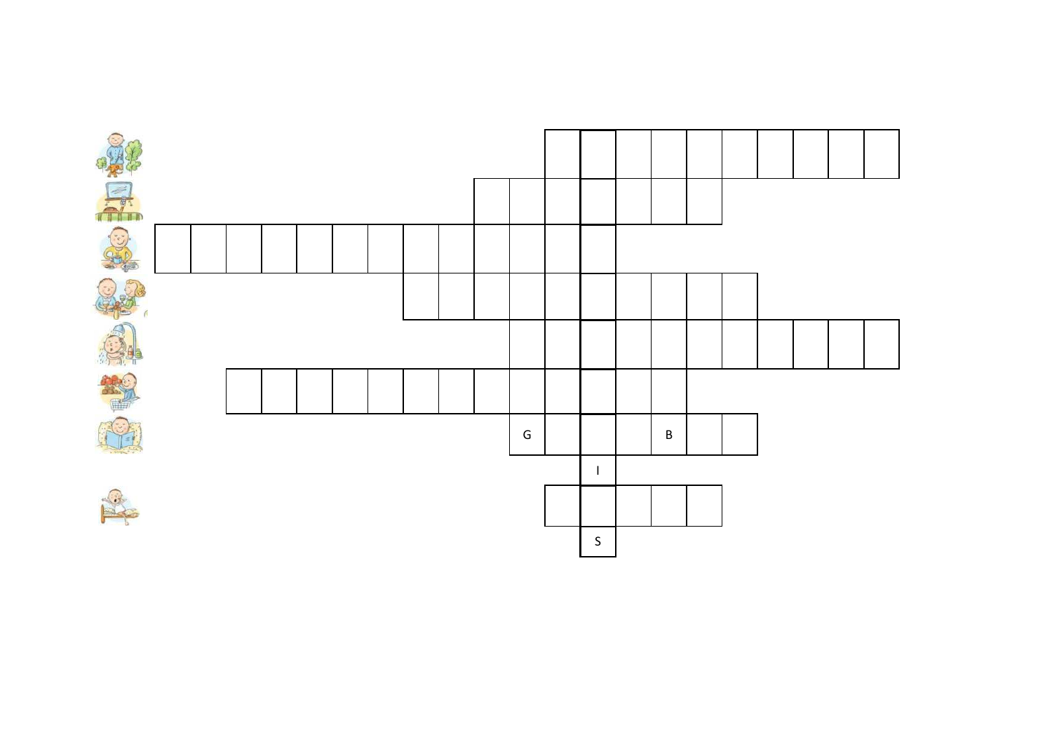G B

I

S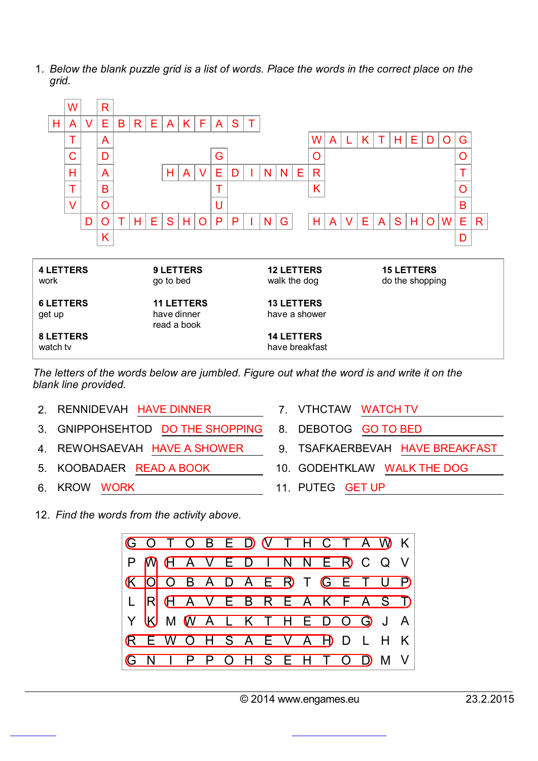1. *Below the blank puzzle grid is a list of words. Place the words in the correct place on the grid.*

| | | | | | | | | | | | | | | | | | | | | | | | | | |
|---|---|---|---|---|---|---|---|---|---|---|---|---|---|---|---|---|---|---|---|---|---|---|---|---|---|
| | W | | R | | | | | | | | | | | | | | | | | | | | | | |
| H | A | V | E | B | R | E | A | K | F | A | S | T | | | | | | | | | | | | | |
| | T | | A | | | | | | | | | | | | | W | A | L | K | T | H | E | D | O | G |
| | C | | D | | | | | | | G | | | | | | O | | | | | | | | | O |
| | H | | A | | | | H | A | V | E | D | I | N | N | E | R | | | | | | | | | T |
| | T | | B | | | | | | | T | | | | | | K | | | | | | | | | O |
| | V | | O | | | | | | | U | | | | | | | | | | | | | | | B |
| | | D | O | T | H | E | S | H | O | P | P | I | N | G | | H | A | V | E | A | S | H | O | W | E | R |
| | | | K | | | | | | | | | | | | | | | | | | | | | | D |

| 4 LETTERS | 9 LETTERS | 12 LETTERS | 15 LETTERS |
|---|---|---|---|
| work | go to bed | walk the dog | do the shopping |
| **6 LETTERS** | **11 LETTERS** | **13 LETTERS** | |
| get up | have dinner<br>read a book | have a shower | |
| **8 LETTERS** | | **14 LETTERS** | |
| watch tv | | have breakfast | |

*The letters of the words below are jumbled. Figure out what the word is and write it on the blank line provided.*

2. RENNIDEVAH HAVE DINNER
3. GNIPPOHSEHTOD DO THE SHOPPING
4. REWOHSAEVAH HAVE A SHOWER
5. KOOBADAER READ A BOOK
6. KROW WORK
7. VTHCTAW WATCH TV
8. DEBOTOG GO TO BED
9. TSAFKAERBEVAH HAVE BREAKFAST
10. GODEHTKLAW WALK THE DOG
11. PUTEG GET UP

12. *Find the words from the activity above.*

| | | | | | | | | | | | | | | |
|---|---|---|---|---|---|---|---|---|---|---|---|---|---|---|
| G | O | T | O | B | E | D | V | T | H | C | T | A | W | K |
| P | W | H | A | V | E | D | I | N | N | E | R | C | Q | V |
| K | O | O | B | A | D | A | E | R | T | G | E | T | U | P |
| L | R | H | A | V | E | B | R | E | A | K | F | A | S | T |
| Y | K | M | W | A | L | K | T | H | E | D | O | G | J | A |
| R | E | W | O | H | S | A | E | V | A | H | D | L | H | K |
| G | N | I | P | P | O | H | S | E | H | T | O | D | M | V |

© 2014 www.engames.eu 23.2.2015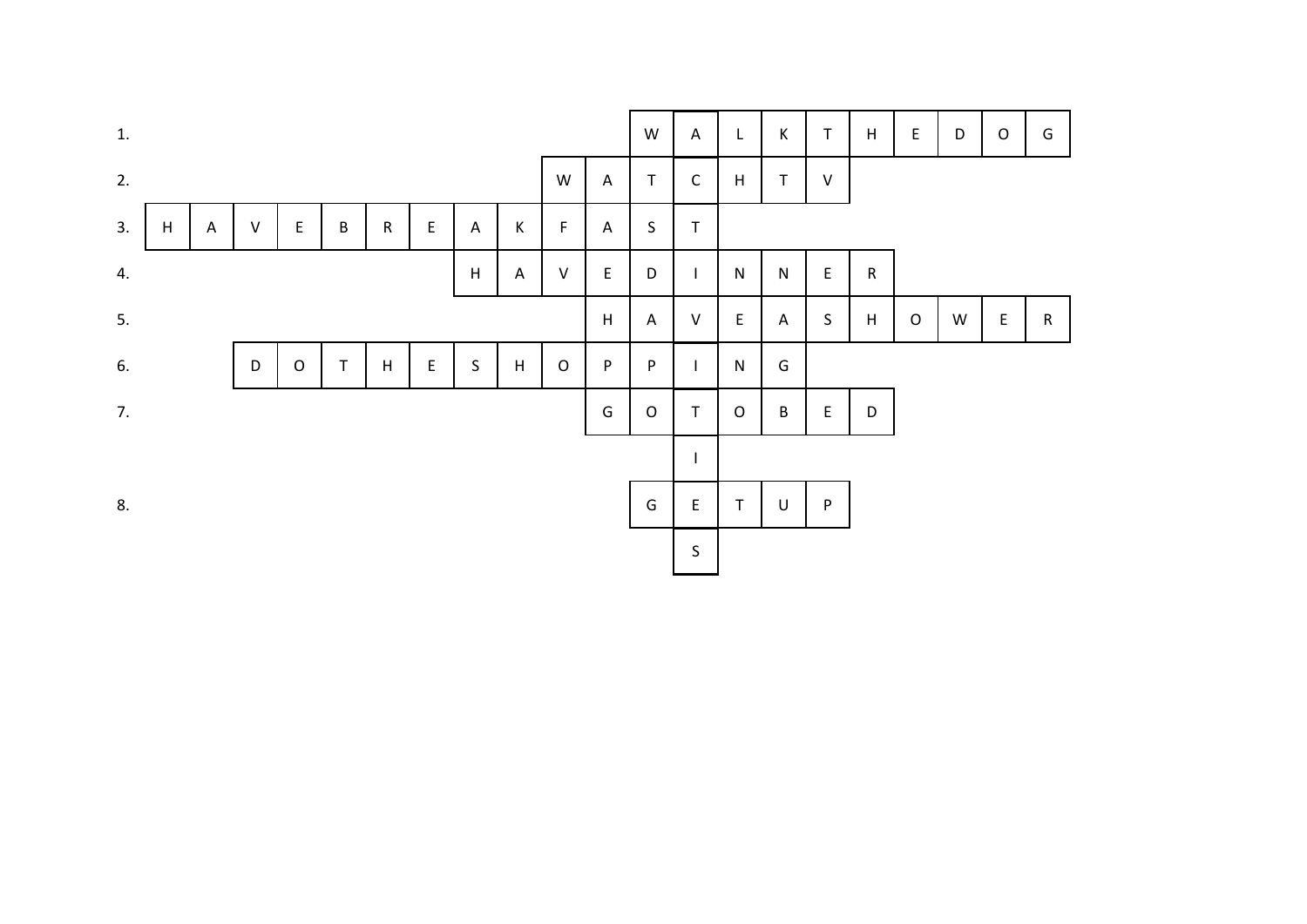| | | | | | | | | | | | | | | | | | | | | | |
|---|---|---|---|---|---|---|---|---|---|---|---|---|---|---|---|---|---|---|---|---|---|
| 1. | | | | | | | | | | | | W | A | L | K | T | H | E | D | O | G |
| 2. | | | | | | | | | | W | A | T | C | H | T | V | | | | | |
| 3. | H | A | V | E | B | R | E | A | K | F | A | S | T | | | | | | | | |
| 4. | | | | | | | | H | A | V | E | D | I | N | N | E | R | | | | |
| 5. | | | | | | | | | | | H | A | V | E | A | S | H | O | W | E | R |
| 6. | | | D | O | T | H | E | S | H | O | P | P | I | N | G | | | | | | |
| 7. | | | | | | | | | | | G | O | T | O | B | E | D | | | | |
| | | | | | | | | | | | | | I | | | | | | | | |
| 8. | | | | | | | | | | | | G | E | T | U | P | | | | | |
| | | | | | | | | | | | | | S | | | | | | | | |